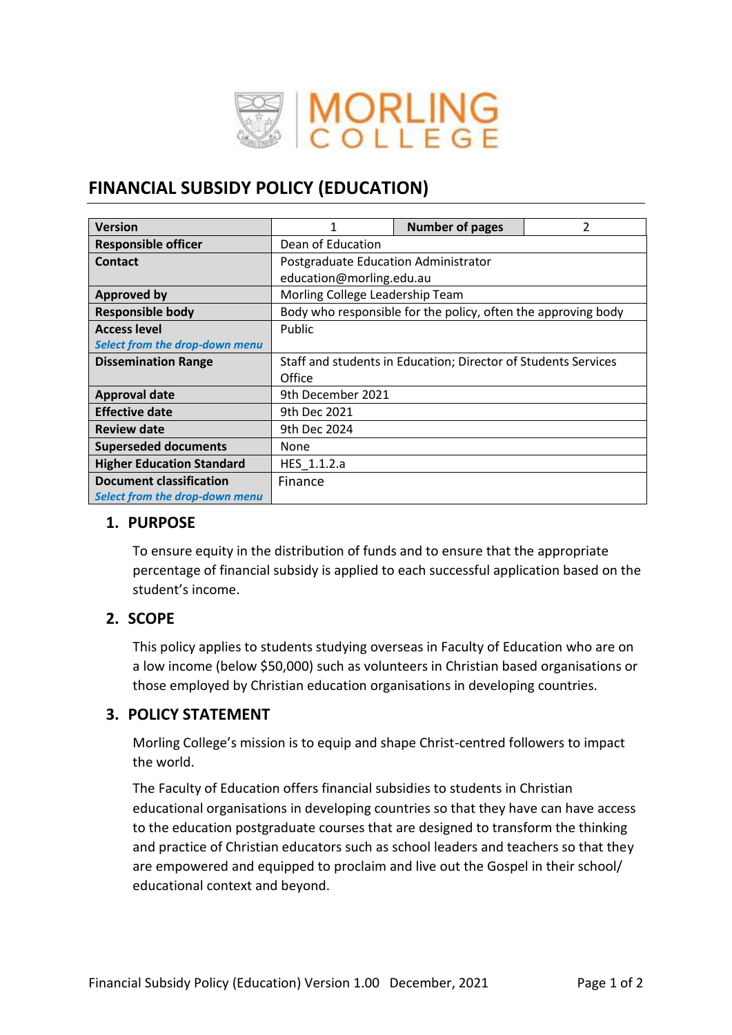# FINANCIAL SUBSIDY POLICY (EDUCATION)

| Version | 1 | Number of pages | 2 |
|---|---|---|---|
| Responsible officer | Dean of Education | | |
| Contact | Postgraduate Education Administrator education@morling.edu.au | | |
| Approved by | Morling College Leadership Team | | |
| Responsible body | Body who responsible for the policy, often the approving body | | |
| Access level *Select from the drop-down menu* | Public | | |
| Dissemination Range | Staff and students in Education; Director of Students Services Office | | |
| Approval date | 9th December 2021 | | |
| Effective date | 9th Dec 2021 | | |
| Review date | 9th Dec 2024 | | |
| Superseded documents | None | | |
| Higher Education Standard | HES_1.1.2.a | | |
| Document classification *Select from the drop-down menu* | Finance | | |

## 1. PURPOSE

To ensure equity in the distribution of funds and to ensure that the appropriate percentage of financial subsidy is applied to each successful application based on the student's income.

## 2. SCOPE

This policy applies to students studying overseas in Faculty of Education who are on a low income (below $50,000) such as volunteers in Christian based organisations or those employed by Christian education organisations in developing countries.

## 3. POLICY STATEMENT

Morling College's mission is to equip and shape Christ-centred followers to impact the world.

The Faculty of Education offers financial subsidies to students in Christian educational organisations in developing countries so that they have can have access to the education postgraduate courses that are designed to transform the thinking and practice of Christian educators such as school leaders and teachers so that they are empowered and equipped to proclaim and live out the Gospel in their school/ educational context and beyond.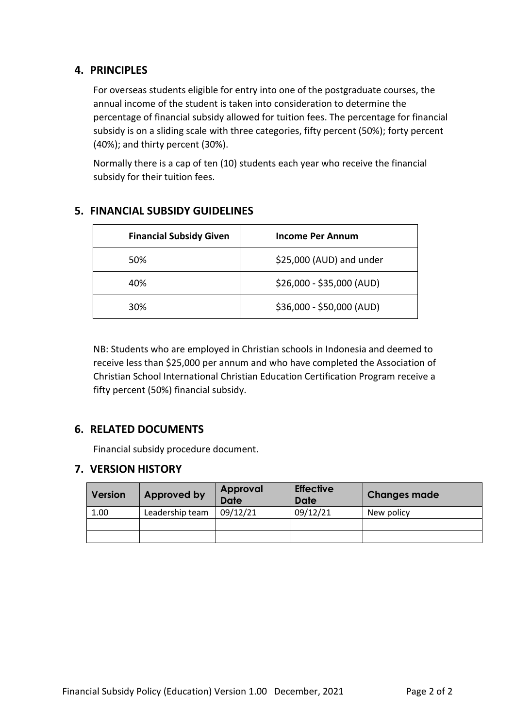## 4. PRINCIPLES

For overseas students eligible for entry into one of the postgraduate courses, the annual income of the student is taken into consideration to determine the percentage of financial subsidy allowed for tuition fees. The percentage for financial subsidy is on a sliding scale with three categories, fifty percent (50%); forty percent (40%); and thirty percent (30%).

Normally there is a cap of ten (10) students each year who receive the financial subsidy for their tuition fees.

## 5. FINANCIAL SUBSIDY GUIDELINES

| Financial Subsidy Given | Income Per Annum |
|---|---|
| 50% | $25,000 (AUD) and under |
| 40% | $26,000 - $35,000 (AUD) |
| 30% | $36,000 - $50,000 (AUD) |

NB: Students who are employed in Christian schools in Indonesia and deemed to receive less than $25,000 per annum and who have completed the Association of Christian School International Christian Education Certification Program receive a fifty percent (50%) financial subsidy.

## 6. RELATED DOCUMENTS

Financial subsidy procedure document.

## 7. VERSION HISTORY

| Version | Approved by | Approval Date | Effective Date | Changes made |
|---|---|---|---|---|
| 1.00 | Leadership team | 09/12/21 | 09/12/21 | New policy |
| | | | | |
| | | | | |